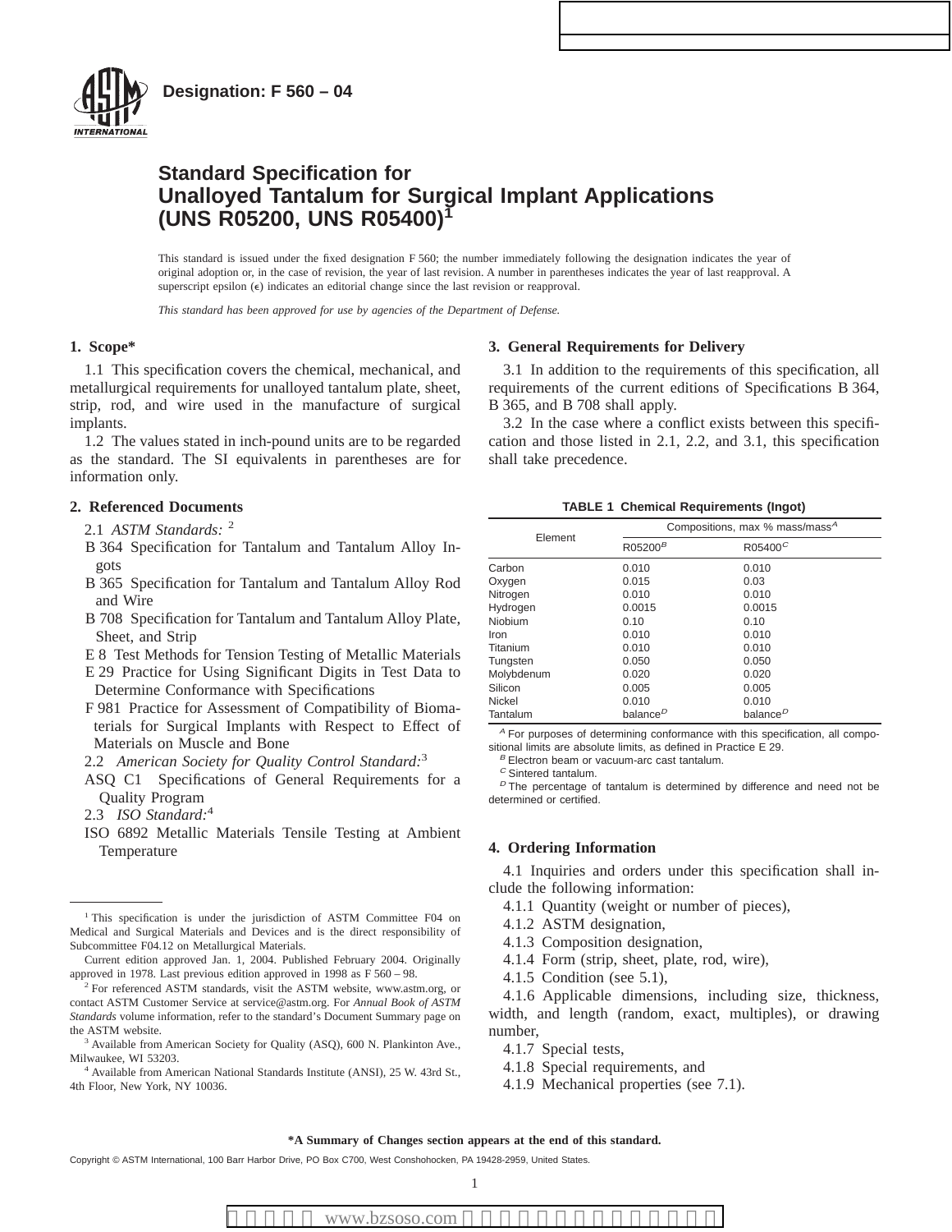**Designation: F 560 – 04**

# Standard Specification for Unalloyed Tantalum for Surgical Implant Applications (UNS R05200, UNS R05400)[1]

This standard is issued under the fixed designation F 560; the number immediately following the designation indicates the year of original adoption or, in the case of revision, the year of last revision. A number in parentheses indicates the year of last reapproval. A superscript epsilon (ε) indicates an editorial change since the last revision or reapproval.

*This standard has been approved for use by agencies of the Department of Defense.*

## 1. Scope*

1.1 This specification covers the chemical, mechanical, and metallurgical requirements for unalloyed tantalum plate, sheet, strip, rod, and wire used in the manufacture of surgical implants.

1.2 The values stated in inch-pound units are to be regarded as the standard. The SI equivalents in parentheses are for information only.

## 2. Referenced Documents

2.1 *ASTM Standards:* [2]

B 364 Specification for Tantalum and Tantalum Alloy Ingots

B 365 Specification for Tantalum and Tantalum Alloy Rod and Wire

B 708 Specification for Tantalum and Tantalum Alloy Plate, Sheet, and Strip

E 8 Test Methods for Tension Testing of Metallic Materials

E 29 Practice for Using Significant Digits in Test Data to Determine Conformance with Specifications

F 981 Practice for Assessment of Compatibility of Biomaterials for Surgical Implants with Respect to Effect of Materials on Muscle and Bone

2.2 *American Society for Quality Control Standard:*[3]

ASQ C1 Specifications of General Requirements for a Quality Program

2.3 *ISO Standard:*[4]

ISO 6892 Metallic Materials Tensile Testing at Ambient Temperature

## 3. General Requirements for Delivery

3.1 In addition to the requirements of this specification, all requirements of the current editions of Specifications B 364, B 365, and B 708 shall apply.

3.2 In the case where a conflict exists between this specification and those listed in 2.1, 2.2, and 3.1, this specification shall take precedence.

**TABLE 1 Chemical Requirements (Ingot)**

| Element | Compositions, max % mass/mass[A] | |
|---|---|---|
| | R05200[B] | R05400[C] |
| Carbon | 0.010 | 0.010 |
| Oxygen | 0.015 | 0.03 |
| Nitrogen | 0.010 | 0.010 |
| Hydrogen | 0.0015 | 0.0015 |
| Niobium | 0.10 | 0.10 |
| Iron | 0.010 | 0.010 |
| Titanium | 0.010 | 0.010 |
| Tungsten | 0.050 | 0.050 |
| Molybdenum | 0.020 | 0.020 |
| Silicon | 0.005 | 0.005 |
| Nickel | 0.010 | 0.010 |
| Tantalum | balance[D] | balance[D] |

[A] For purposes of determining conformance with this specification, all compositional limits are absolute limits, as defined in Practice E 29.

[B] Electron beam or vacuum-arc cast tantalum.

[C] Sintered tantalum.

[D] The percentage of tantalum is determined by difference and need not be determined or certified.

## 4. Ordering Information

4.1 Inquiries and orders under this specification shall include the following information:

4.1.1 Quantity (weight or number of pieces),

4.1.2 ASTM designation,

4.1.3 Composition designation,

4.1.4 Form (strip, sheet, plate, rod, wire),

4.1.5 Condition (see 5.1),

4.1.6 Applicable dimensions, including size, thickness, width, and length (random, exact, multiples), or drawing number,

4.1.7 Special tests,

4.1.8 Special requirements, and

4.1.9 Mechanical properties (see 7.1).

---

[1] This specification is under the jurisdiction of ASTM Committee F04 on Medical and Surgical Materials and Devices and is the direct responsibility of Subcommittee F04.12 on Metallurgical Materials.

Current edition approved Jan. 1, 2004. Published February 2004. Originally approved in 1978. Last previous edition approved in 1998 as F 560 – 98.

[2] For referenced ASTM standards, visit the ASTM website, www.astm.org, or contact ASTM Customer Service at service@astm.org. For *Annual Book of ASTM Standards* volume information, refer to the standard's Document Summary page on the ASTM website.

[3] Available from American Society for Quality (ASQ), 600 N. Plankinton Ave., Milwaukee, WI 53203.

[4] Available from American National Standards Institute (ANSI), 25 W. 43rd St., 4th Floor, New York, NY 10036.

**\*A Summary of Changes section appears at the end of this standard.**

Copyright © ASTM International, 100 Barr Harbor Drive, PO Box C700, West Conshohocken, PA 19428-2959, United States.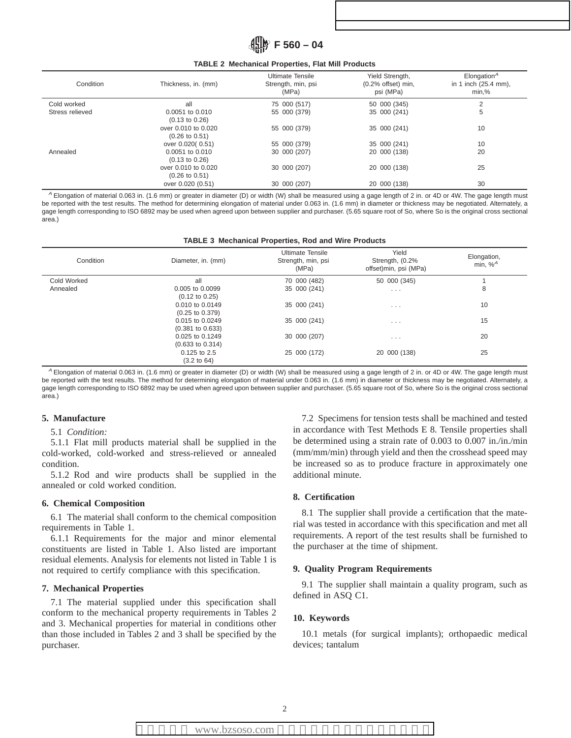**TABLE 2 Mechanical Properties, Flat Mill Products**

| Condition | Thickness, in. (mm) | Ultimate Tensile Strength, min, psi (MPa) | Yield Strength, (0.2% offset) min, psi (MPa) | Elongation[A] in 1 inch (25.4 mm), min,% |
|---|---|---|---|---|
| Cold worked | all | 75 000 (517) | 50 000 (345) | 2 |
| Stress relieved | 0.0051 to 0.010 (0.13 to 0.26) | 55 000 (379) | 35 000 (241) | 5 |
| | over 0.010 to 0.020 (0.26 to 0.51) | 55 000 (379) | 35 000 (241) | 10 |
| | over 0.020( 0.51) | 55 000 (379) | 35 000 (241) | 10 |
| Annealed | 0.0051 to 0.010 (0.13 to 0.26) | 30 000 (207) | 20 000 (138) | 20 |
| | over 0.010 to 0.020 (0.26 to 0.51) | 30 000 (207) | 20 000 (138) | 25 |
| | over 0.020 (0.51) | 30 000 (207) | 20 000 (138) | 30 |

[A] Elongation of material 0.063 in. (1.6 mm) or greater in diameter (D) or width (W) shall be measured using a gage length of 2 in. or 4D or 4W. The gage length must be reported with the test results. The method for determining elongation of material under 0.063 in. (1.6 mm) in diameter or thickness may be negotiated. Alternately, a gage length corresponding to ISO 6892 may be used when agreed upon between supplier and purchaser. (5.65 square root of So, where So is the original cross sectional area.)

**TABLE 3 Mechanical Properties, Rod and Wire Products**

| Condition | Diameter, in. (mm) | Ultimate Tensile Strength, min, psi (MPa) | Yield Strength, (0.2% offset)min, psi (MPa) | Elongation, min, %[A] |
|---|---|---|---|---|
| Cold Worked | all | 70 000 (482) | 50 000 (345) | 1 |
| Annealed | 0.005 to 0.0099 (0.12 to 0.25) | 35 000 (241) | . . . | 8 |
| | 0.010 to 0.0149 (0.25 to 0.379) | 35 000 (241) | . . . | 10 |
| | 0.015 to 0.0249 (0.381 to 0.633) | 35 000 (241) | . . . | 15 |
| | 0.025 to 0.1249 (0.633 to 0.314) | 30 000 (207) | . . . | 20 |
| | 0.125 to 2.5 (3.2 to 64) | 25 000 (172) | 20 000 (138) | 25 |

[A] Elongation of material 0.063 in. (1.6 mm) or greater in diameter (D) or width (W) shall be measured using a gage length of 2 in. or 4D or 4W. The gage length must be reported with the test results. The method for determining elongation of material under 0.063 in. (1.6 mm) in diameter or thickness may be negotiated. Alternately, a gage length corresponding to ISO 6892 may be used when agreed upon between supplier and purchaser. (5.65 square root of So, where So is the original cross sectional area.)

## 5. Manufacture

5.1 *Condition:*

5.1.1 Flat mill products material shall be supplied in the cold-worked, cold-worked and stress-relieved or annealed condition.

5.1.2 Rod and wire products shall be supplied in the annealed or cold worked condition.

## 6. Chemical Composition

6.1 The material shall conform to the chemical composition requirements in Table 1.

6.1.1 Requirements for the major and minor elemental constituents are listed in Table 1. Also listed are important residual elements. Analysis for elements not listed in Table 1 is not required to certify compliance with this specification.

## 7. Mechanical Properties

7.1 The material supplied under this specification shall conform to the mechanical property requirements in Tables 2 and 3. Mechanical properties for material in conditions other than those included in Tables 2 and 3 shall be specified by the purchaser.

7.2 Specimens for tension tests shall be machined and tested in accordance with Test Methods E 8. Tensile properties shall be determined using a strain rate of 0.003 to 0.007 in./in./min (mm/mm/min) through yield and then the crosshead speed may be increased so as to produce fracture in approximately one additional minute.

## 8. Certification

8.1 The supplier shall provide a certification that the material was tested in accordance with this specification and met all requirements. A report of the test results shall be furnished to the purchaser at the time of shipment.

## 9. Quality Program Requirements

9.1 The supplier shall maintain a quality program, such as defined in ASQ C1.

## 10. Keywords

10.1 metals (for surgical implants); orthopaedic medical devices; tantalum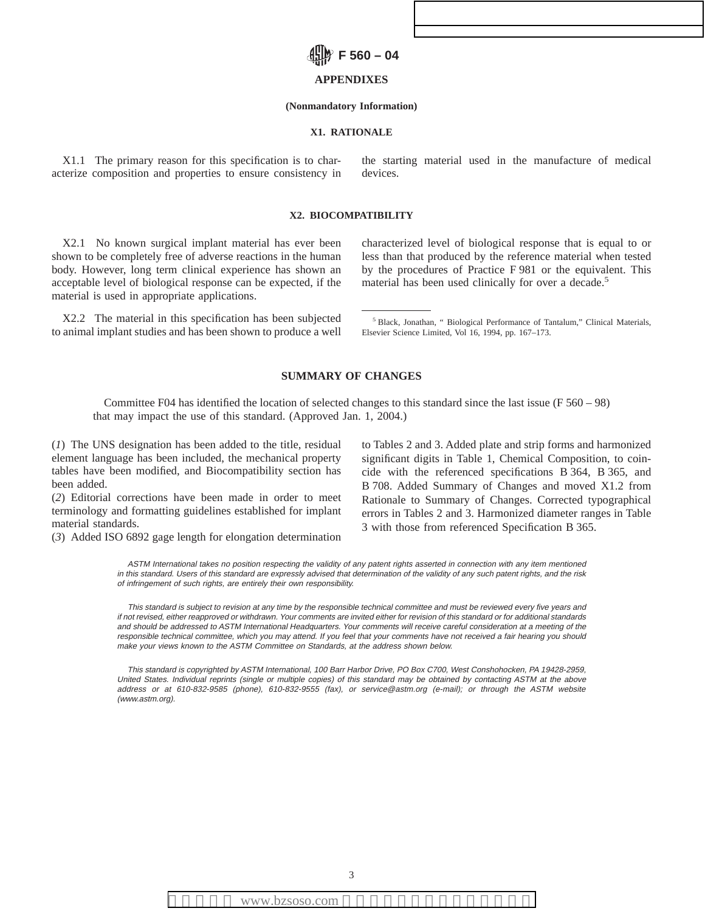## APPENDIXES

**(Nonmandatory Information)**

### X1. RATIONALE

X1.1 The primary reason for this specification is to characterize composition and properties to ensure consistency in the starting material used in the manufacture of medical devices.

### X2. BIOCOMPATIBILITY

X2.1 No known surgical implant material has ever been shown to be completely free of adverse reactions in the human body. However, long term clinical experience has shown an acceptable level of biological response can be expected, if the material is used in appropriate applications.

X2.2 The material in this specification has been subjected to animal implant studies and has been shown to produce a well characterized level of biological response that is equal to or less than that produced by the reference material when tested by the procedures of Practice F 981 or the equivalent. This material has been used clinically for over a decade.[5]

[5] Black, Jonathan, " Biological Performance of Tantalum," Clinical Materials, Elsevier Science Limited, Vol 16, 1994, pp. 167–173.

## SUMMARY OF CHANGES

Committee F04 has identified the location of selected changes to this standard since the last issue (F 560 – 98) that may impact the use of this standard. (Approved Jan. 1, 2004.)

(*1*) The UNS designation has been added to the title, residual element language has been included, the mechanical property tables have been modified, and Biocompatibility section has been added.

(*2*) Editorial corrections have been made in order to meet terminology and formatting guidelines established for implant material standards.

(*3*) Added ISO 6892 gage length for elongation determination to Tables 2 and 3. Added plate and strip forms and harmonized significant digits in Table 1, Chemical Composition, to coincide with the referenced specifications B 364, B 365, and B 708. Added Summary of Changes and moved X1.2 from Rationale to Summary of Changes. Corrected typographical errors in Tables 2 and 3. Harmonized diameter ranges in Table 3 with those from referenced Specification B 365.

*ASTM International takes no position respecting the validity of any patent rights asserted in connection with any item mentioned in this standard. Users of this standard are expressly advised that determination of the validity of any such patent rights, and the risk of infringement of such rights, are entirely their own responsibility.*

*This standard is subject to revision at any time by the responsible technical committee and must be reviewed every five years and if not revised, either reapproved or withdrawn. Your comments are invited either for revision of this standard or for additional standards and should be addressed to ASTM International Headquarters. Your comments will receive careful consideration at a meeting of the responsible technical committee, which you may attend. If you feel that your comments have not received a fair hearing you should make your views known to the ASTM Committee on Standards, at the address shown below.*

*This standard is copyrighted by ASTM International, 100 Barr Harbor Drive, PO Box C700, West Conshohocken, PA 19428-2959, United States. Individual reprints (single or multiple copies) of this standard may be obtained by contacting ASTM at the above address or at 610-832-9585 (phone), 610-832-9555 (fax), or service@astm.org (e-mail); or through the ASTM website (www.astm.org).*